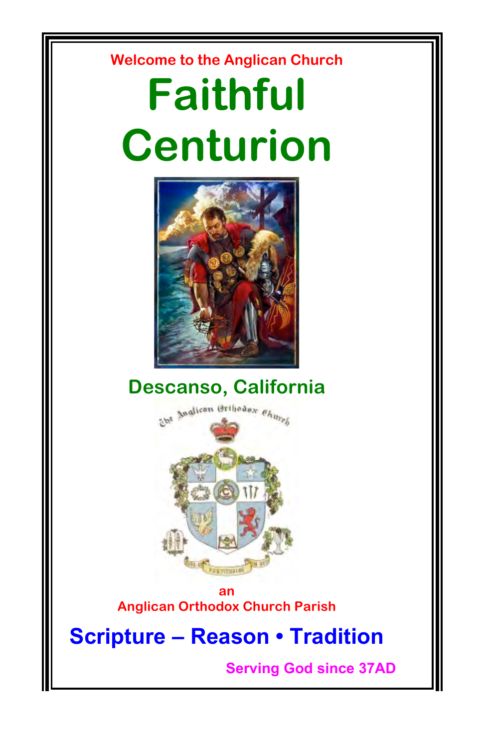Welcome to the Anglican Church

# Faithful Centurion

## Descanso, California

The Anglican Orthodox Church

an

Anglican Orthodox Church Parish

## Scripture – Reason • Tradition

Serving God since 37AD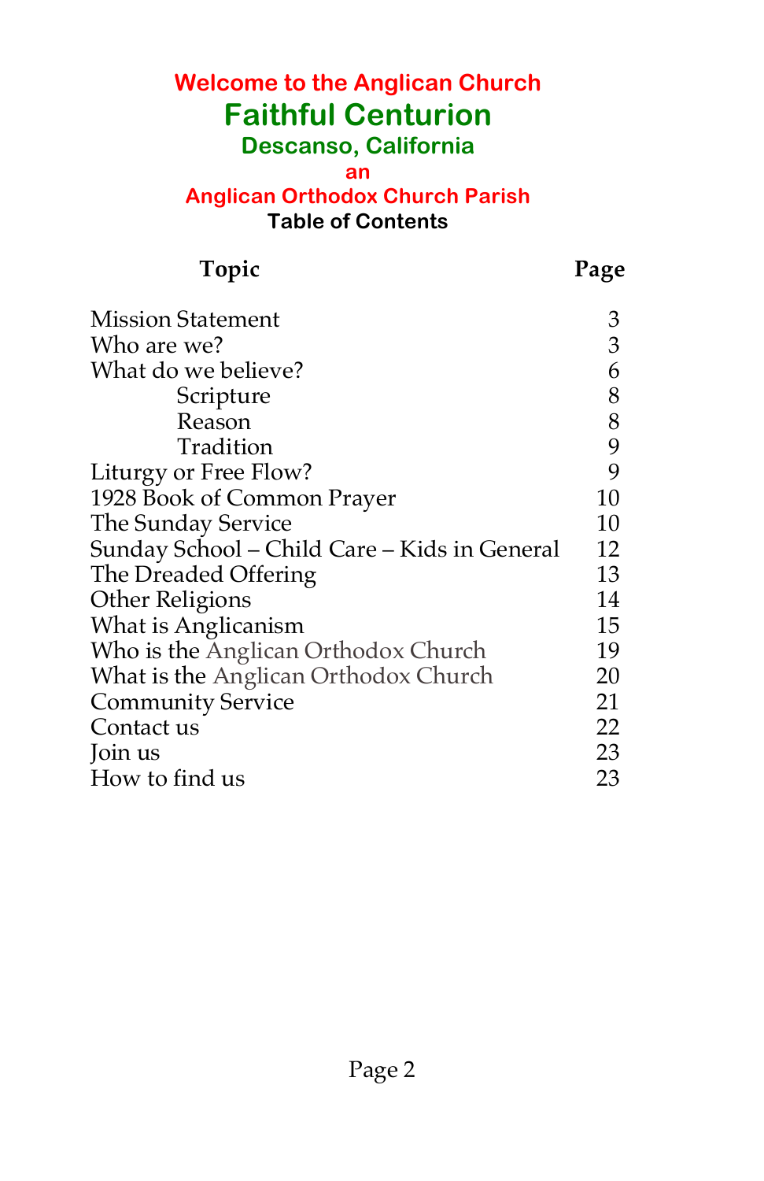**Welcome to the Anglican Church**

# Faithful Centurion

## Descanso, California

**an**

**Anglican Orthodox Church Parish**

**Table of Contents**

| Topic | Page |
|---|---|
| Mission Statement | 3 |
| Who are we? | 3 |
| What do we believe? | 6 |
| Scripture | 8 |
| Reason | 8 |
| Tradition | 9 |
| Liturgy or Free Flow? | 9 |
| 1928 Book of Common Prayer | 10 |
| The Sunday Service | 10 |
| Sunday School – Child Care – Kids in General | 12 |
| The Dreaded Offering | 13 |
| Other Religions | 14 |
| What is Anglicanism | 15 |
| Who is the Anglican Orthodox Church | 19 |
| What is the Anglican Orthodox Church | 20 |
| Community Service | 21 |
| Contact us | 22 |
| Join us | 23 |
| How to find us | 23 |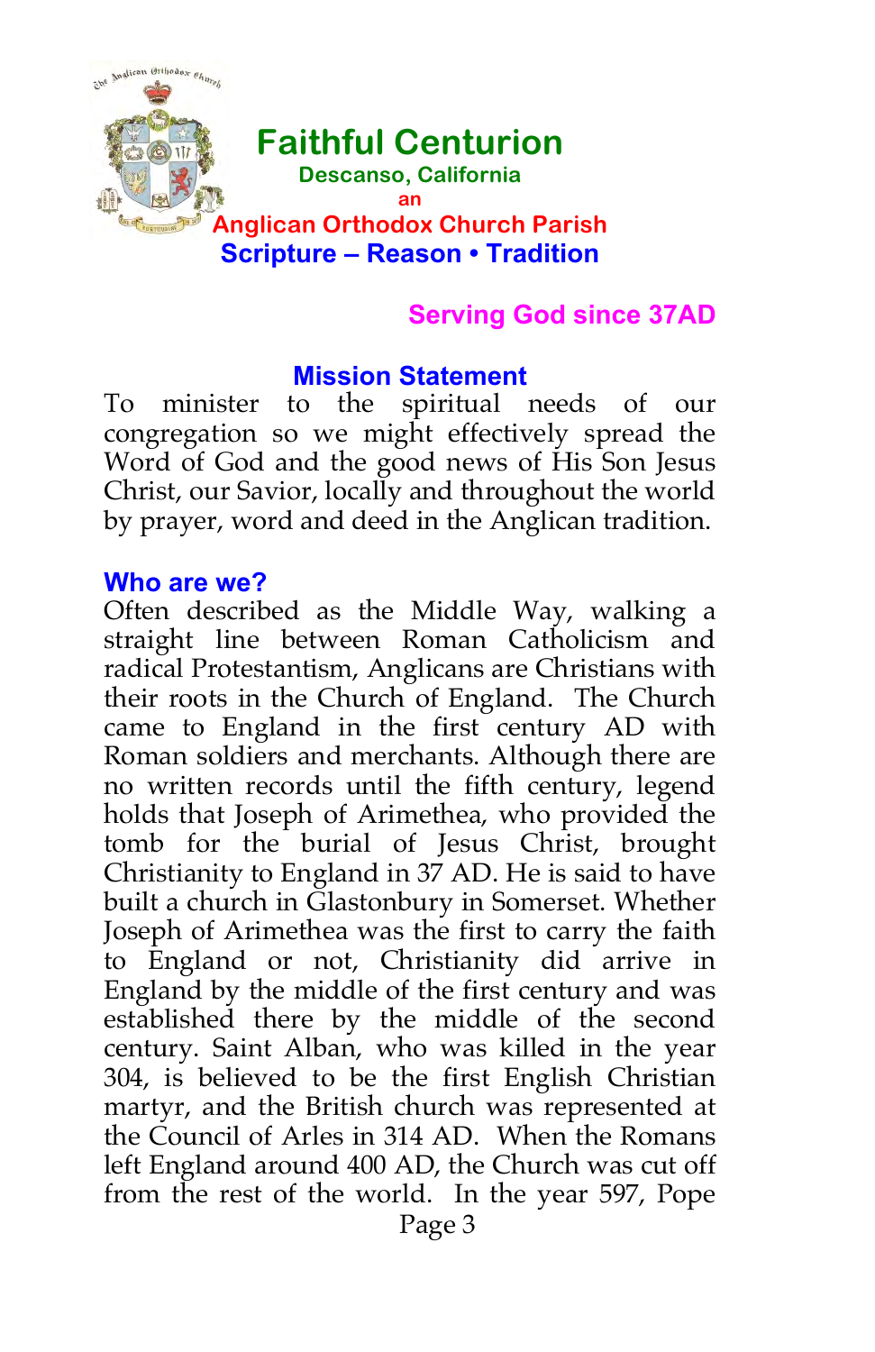# Faithful Centurion

**Descanso, California**

**an**

**Anglican Orthodox Church Parish**

**Scripture – Reason • Tradition**

**Serving God since 37AD**

## Mission Statement

To minister to the spiritual needs of our congregation so we might effectively spread the Word of God and the good news of His Son Jesus Christ, our Savior, locally and throughout the world by prayer, word and deed in the Anglican tradition.

## Who are we?

Often described as the Middle Way, walking a straight line between Roman Catholicism and radical Protestantism, Anglicans are Christians with their roots in the Church of England. The Church came to England in the first century AD with Roman soldiers and merchants. Although there are no written records until the fifth century, legend holds that Joseph of Arimethea, who provided the tomb for the burial of Jesus Christ, brought Christianity to England in 37 AD. He is said to have built a church in Glastonbury in Somerset. Whether Joseph of Arimethea was the first to carry the faith to England or not, Christianity did arrive in England by the middle of the first century and was established there by the middle of the second century. Saint Alban, who was killed in the year 304, is believed to be the first English Christian martyr, and the British church was represented at the Council of Arles in 314 AD. When the Romans left England around 400 AD, the Church was cut off from the rest of the world. In the year 597, Pope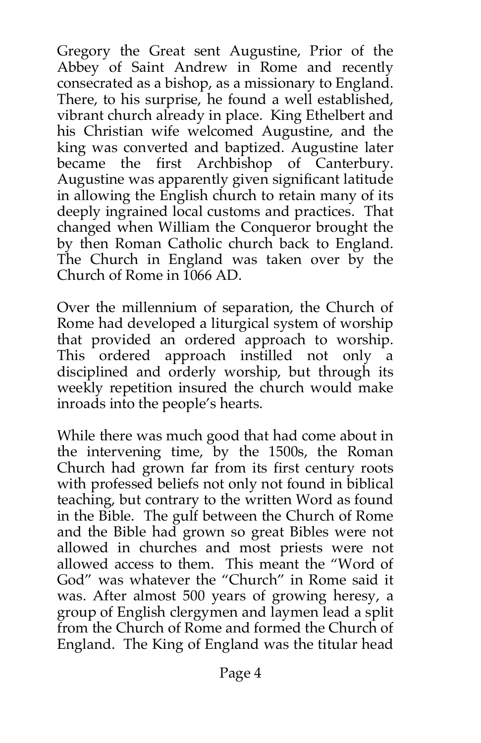Gregory the Great sent Augustine, Prior of the Abbey of Saint Andrew in Rome and recently consecrated as a bishop, as a missionary to England. There, to his surprise, he found a well established, vibrant church already in place. King Ethelbert and his Christian wife welcomed Augustine, and the king was converted and baptized. Augustine later became the first Archbishop of Canterbury. Augustine was apparently given significant latitude in allowing the English church to retain many of its deeply ingrained local customs and practices. That changed when William the Conqueror brought the by then Roman Catholic church back to England. The Church in England was taken over by the Church of Rome in 1066 AD.

Over the millennium of separation, the Church of Rome had developed a liturgical system of worship that provided an ordered approach to worship. This ordered approach instilled not only a disciplined and orderly worship, but through its weekly repetition insured the church would make inroads into the people's hearts.

While there was much good that had come about in the intervening time, by the 1500s, the Roman Church had grown far from its first century roots with professed beliefs not only not found in biblical teaching, but contrary to the written Word as found in the Bible. The gulf between the Church of Rome and the Bible had grown so great Bibles were not allowed in churches and most priests were not allowed access to them. This meant the "Word of God" was whatever the "Church" in Rome said it was. After almost 500 years of growing heresy, a group of English clergymen and laymen lead a split from the Church of Rome and formed the Church of England. The King of England was the titular head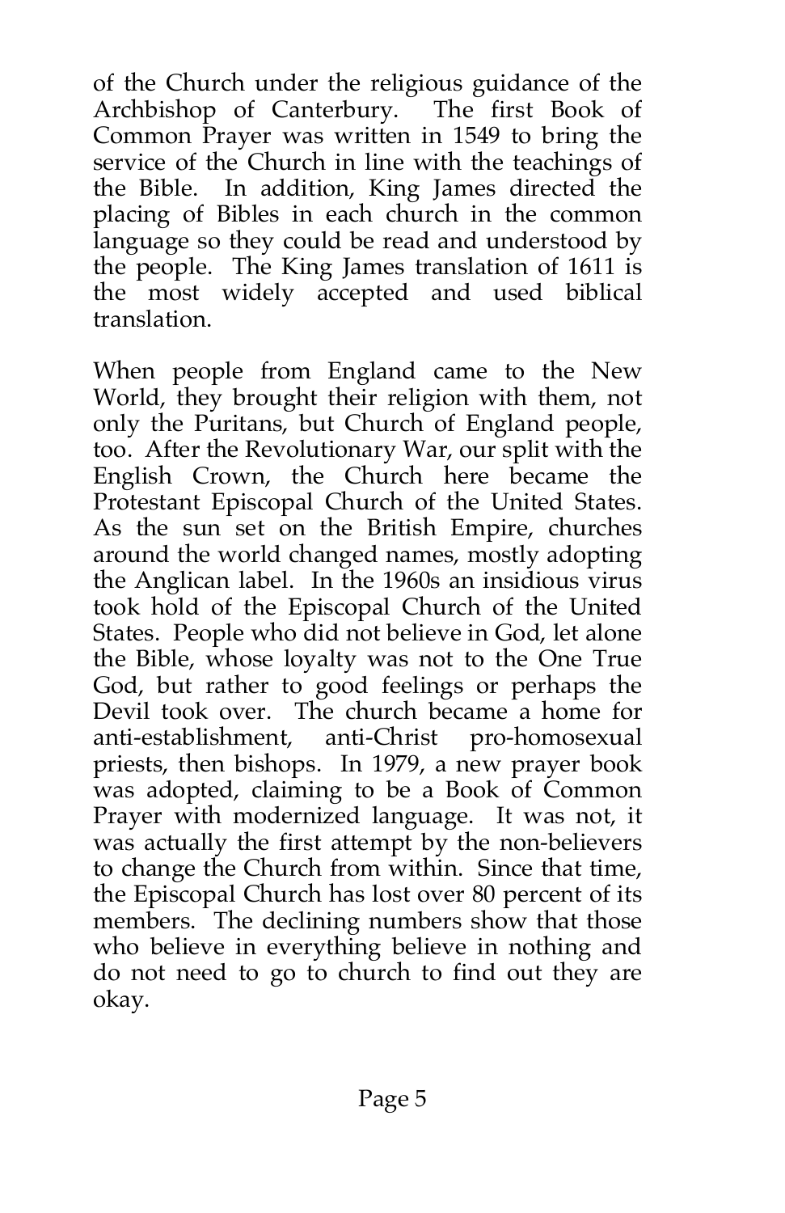of the Church under the religious guidance of the Archbishop of Canterbury. The first Book of Common Prayer was written in 1549 to bring the service of the Church in line with the teachings of the Bible. In addition, King James directed the placing of Bibles in each church in the common language so they could be read and understood by the people. The King James translation of 1611 is the most widely accepted and used biblical translation.

When people from England came to the New World, they brought their religion with them, not only the Puritans, but Church of England people, too. After the Revolutionary War, our split with the English Crown, the Church here became the Protestant Episcopal Church of the United States. As the sun set on the British Empire, churches around the world changed names, mostly adopting the Anglican label. In the 1960s an insidious virus took hold of the Episcopal Church of the United States. People who did not believe in God, let alone the Bible, whose loyalty was not to the One True God, but rather to good feelings or perhaps the Devil took over. The church became a home for anti-establishment, anti-Christ pro-homosexual priests, then bishops. In 1979, a new prayer book was adopted, claiming to be a Book of Common Prayer with modernized language. It was not, it was actually the first attempt by the non-believers to change the Church from within. Since that time, the Episcopal Church has lost over 80 percent of its members. The declining numbers show that those who believe in everything believe in nothing and do not need to go to church to find out they are okay.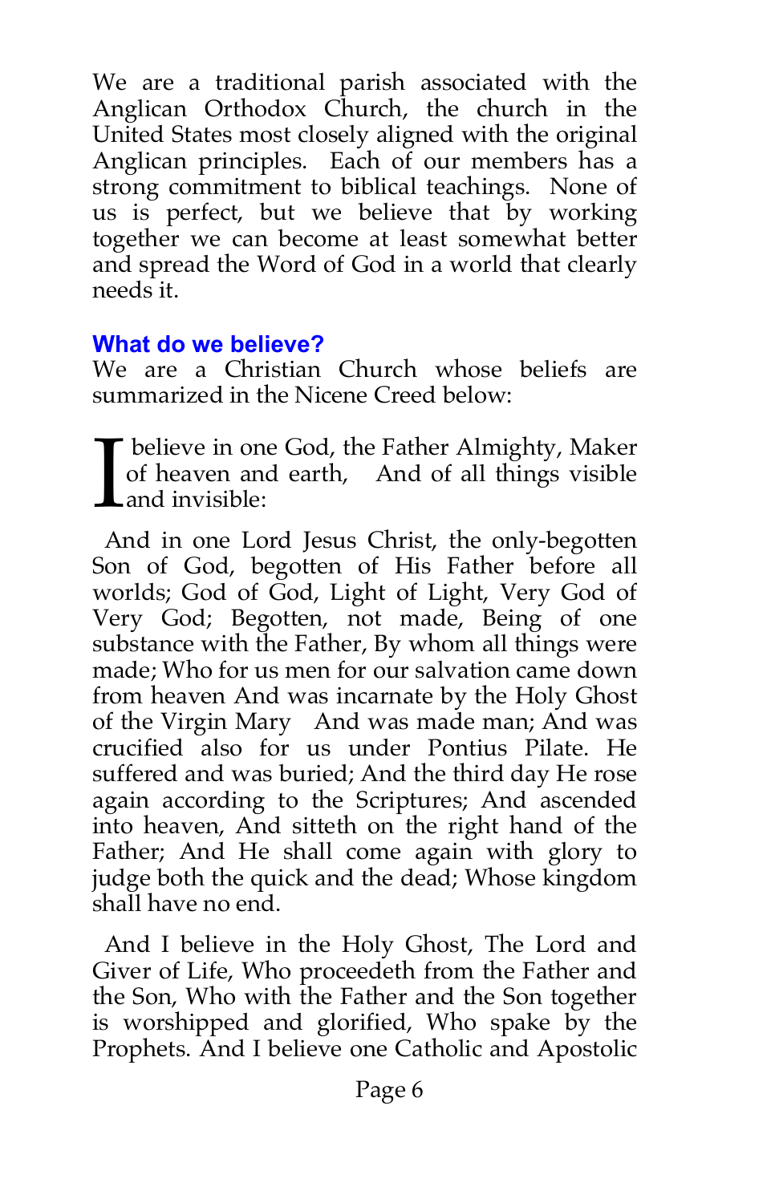We are a traditional parish associated with the Anglican Orthodox Church, the church in the United States most closely aligned with the original Anglican principles. Each of our members has a strong commitment to biblical teachings. None of us is perfect, but we believe that by working together we can become at least somewhat better and spread the Word of God in a world that clearly needs it.

## What do we believe?

We are a Christian Church whose beliefs are summarized in the Nicene Creed below:

I believe in one God, the Father Almighty, Maker of heaven and earth, And of all things visible and invisible:

And in one Lord Jesus Christ, the only-begotten Son of God, begotten of His Father before all worlds; God of God, Light of Light, Very God of Very God; Begotten, not made, Being of one substance with the Father, By whom all things were made; Who for us men for our salvation came down from heaven And was incarnate by the Holy Ghost of the Virgin Mary And was made man; And was crucified also for us under Pontius Pilate. He suffered and was buried; And the third day He rose again according to the Scriptures; And ascended into heaven, And sitteth on the right hand of the Father; And He shall come again with glory to judge both the quick and the dead; Whose kingdom shall have no end.

And I believe in the Holy Ghost, The Lord and Giver of Life, Who proceedeth from the Father and the Son, Who with the Father and the Son together is worshipped and glorified, Who spake by the Prophets. And I believe one Catholic and Apostolic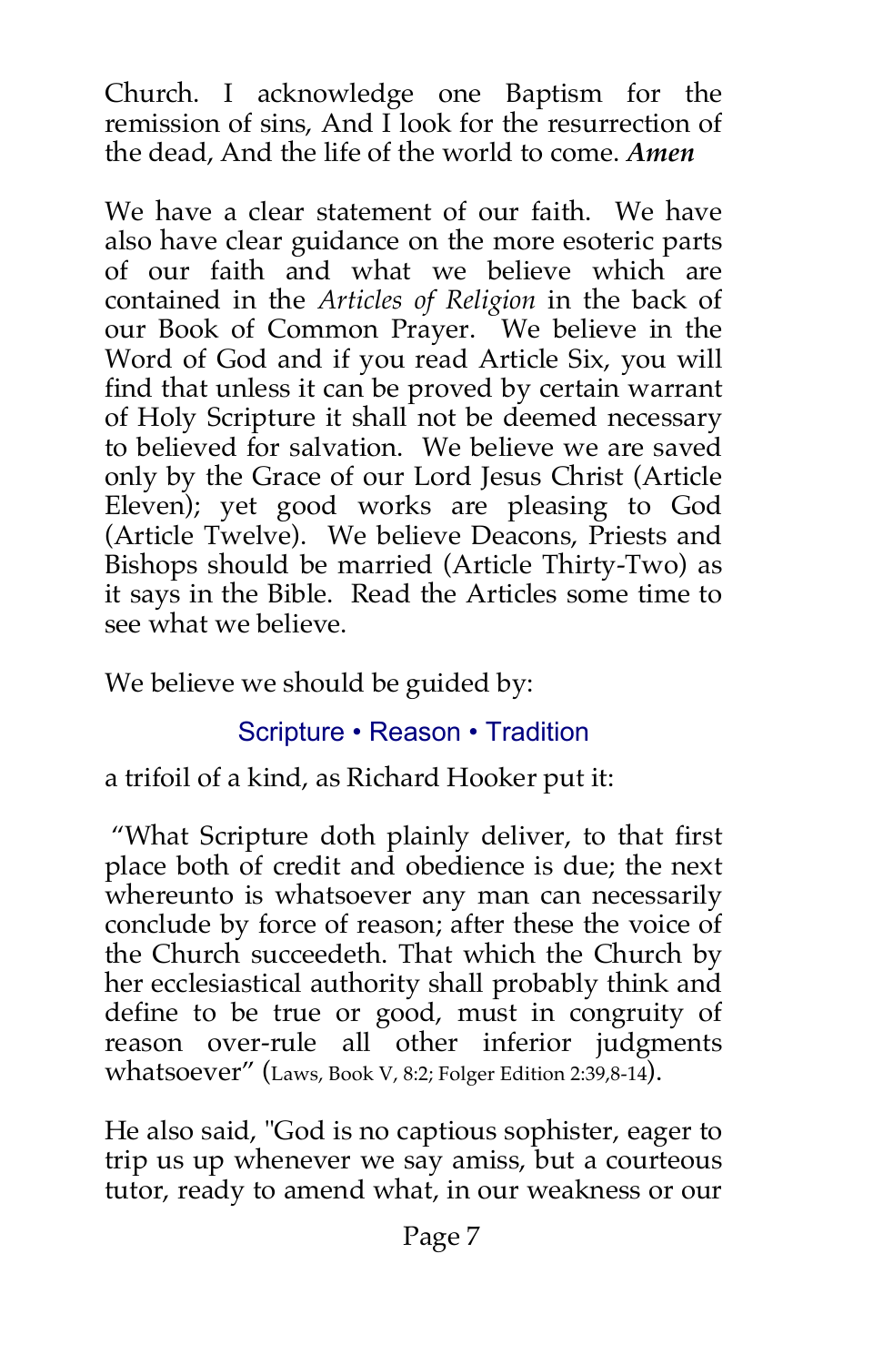Church. I acknowledge one Baptism for the remission of sins, And I look for the resurrection of the dead, And the life of the world to come. ***Amen***

We have a clear statement of our faith. We have also have clear guidance on the more esoteric parts of our faith and what we believe which are contained in the *Articles of Religion* in the back of our Book of Common Prayer. We believe in the Word of God and if you read Article Six, you will find that unless it can be proved by certain warrant of Holy Scripture it shall not be deemed necessary to believed for salvation. We believe we are saved only by the Grace of our Lord Jesus Christ (Article Eleven); yet good works are pleasing to God (Article Twelve). We believe Deacons, Priests and Bishops should be married (Article Thirty-Two) as it says in the Bible. Read the Articles some time to see what we believe.

We believe we should be guided by:

Scripture • Reason • Tradition

a trifoil of a kind, as Richard Hooker put it:

"What Scripture doth plainly deliver, to that first place both of credit and obedience is due; the next whereunto is whatsoever any man can necessarily conclude by force of reason; after these the voice of the Church succeedeth. That which the Church by her ecclesiastical authority shall probably think and define to be true or good, must in congruity of reason over-rule all other inferior judgments whatsoever" (Laws, Book V, 8:2; Folger Edition 2:39,8-14).

He also said, "God is no captious sophister, eager to trip us up whenever we say amiss, but a courteous tutor, ready to amend what, in our weakness or our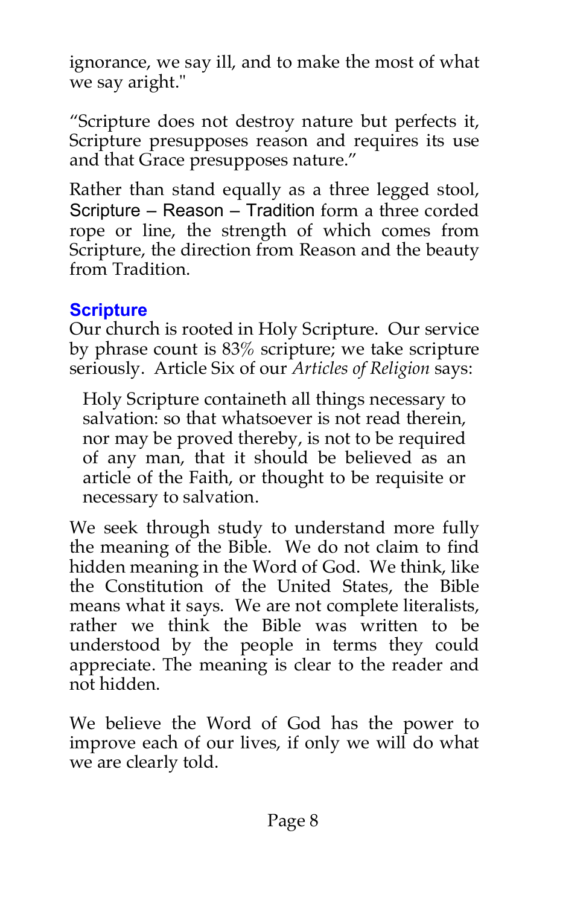ignorance, we say ill, and to make the most of what we say aright."

“Scripture does not destroy nature but perfects it, Scripture presupposes reason and requires its use and that Grace presupposes nature.”

Rather than stand equally as a three legged stool, Scripture – Reason – Tradition form a three corded rope or line, the strength of which comes from Scripture, the direction from Reason and the beauty from Tradition.

## Scripture

Our church is rooted in Holy Scripture. Our service by phrase count is 83% scripture; we take scripture seriously. Article Six of our *Articles of Religion* says:

> Holy Scripture containeth all things necessary to salvation: so that whatsoever is not read therein, nor may be proved thereby, is not to be required of any man, that it should be believed as an article of the Faith, or thought to be requisite or necessary to salvation.

We seek through study to understand more fully the meaning of the Bible. We do not claim to find hidden meaning in the Word of God. We think, like the Constitution of the United States, the Bible means what it says. We are not complete literalists, rather we think the Bible was written to be understood by the people in terms they could appreciate. The meaning is clear to the reader and not hidden.

We believe the Word of God has the power to improve each of our lives, if only we will do what we are clearly told.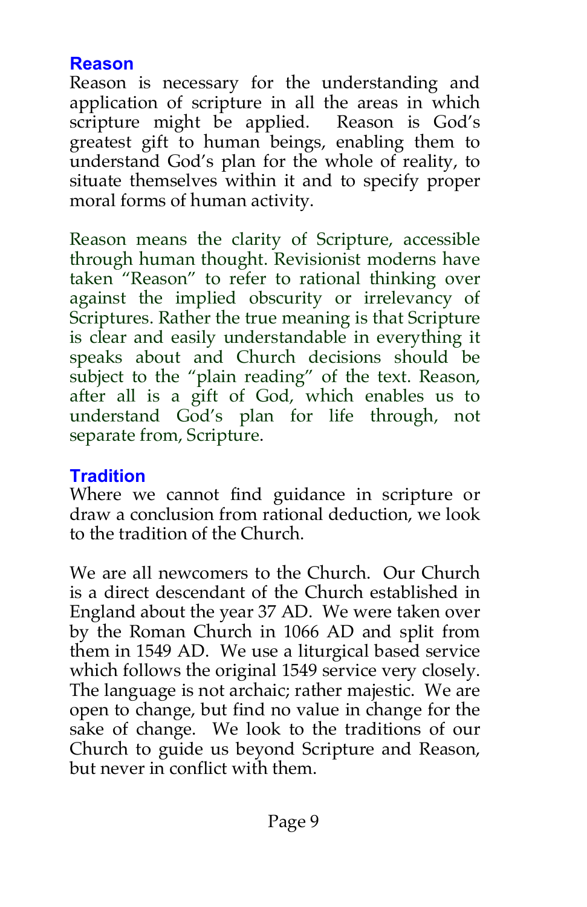## Reason

Reason is necessary for the understanding and application of scripture in all the areas in which scripture might be applied. Reason is God's greatest gift to human beings, enabling them to understand God's plan for the whole of reality, to situate themselves within it and to specify proper moral forms of human activity.

Reason means the clarity of Scripture, accessible through human thought. Revisionist moderns have taken "Reason" to refer to rational thinking over against the implied obscurity or irrelevancy of Scriptures. Rather the true meaning is that Scripture is clear and easily understandable in everything it speaks about and Church decisions should be subject to the "plain reading" of the text. Reason, after all is a gift of God, which enables us to understand God's plan for life through, not separate from, Scripture.

## Tradition

Where we cannot find guidance in scripture or draw a conclusion from rational deduction, we look to the tradition of the Church.

We are all newcomers to the Church. Our Church is a direct descendant of the Church established in England about the year 37 AD. We were taken over by the Roman Church in 1066 AD and split from them in 1549 AD. We use a liturgical based service which follows the original 1549 service very closely. The language is not archaic; rather majestic. We are open to change, but find no value in change for the sake of change. We look to the traditions of our Church to guide us beyond Scripture and Reason, but never in conflict with them.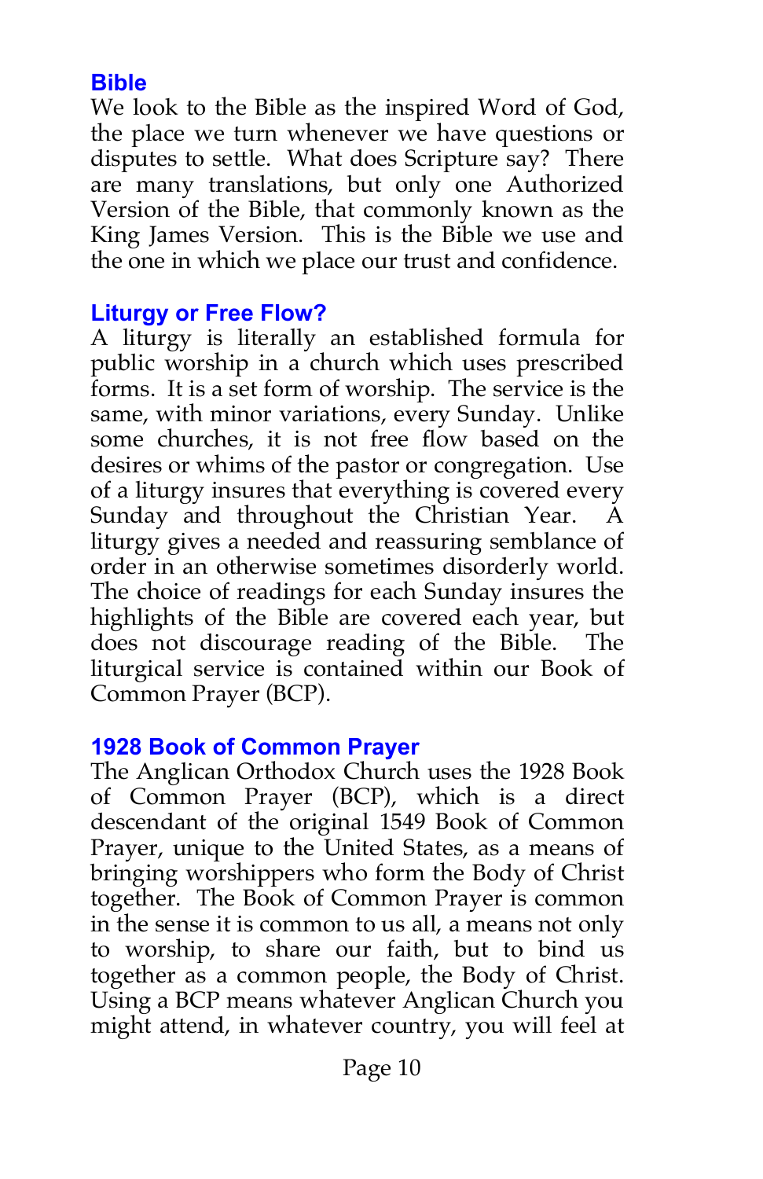## Bible

We look to the Bible as the inspired Word of God, the place we turn whenever we have questions or disputes to settle. What does Scripture say? There are many translations, but only one Authorized Version of the Bible, that commonly known as the King James Version. This is the Bible we use and the one in which we place our trust and confidence.

## Liturgy or Free Flow?

A liturgy is literally an established formula for public worship in a church which uses prescribed forms. It is a set form of worship. The service is the same, with minor variations, every Sunday. Unlike some churches, it is not free flow based on the desires or whims of the pastor or congregation. Use of a liturgy insures that everything is covered every Sunday and throughout the Christian Year. A liturgy gives a needed and reassuring semblance of order in an otherwise sometimes disorderly world. The choice of readings for each Sunday insures the highlights of the Bible are covered each year, but does not discourage reading of the Bible. The liturgical service is contained within our Book of Common Prayer (BCP).

## 1928 Book of Common Prayer

The Anglican Orthodox Church uses the 1928 Book of Common Prayer (BCP), which is a direct descendant of the original 1549 Book of Common Prayer, unique to the United States, as a means of bringing worshippers who form the Body of Christ together. The Book of Common Prayer is common in the sense it is common to us all, a means not only to worship, to share our faith, but to bind us together as a common people, the Body of Christ. Using a BCP means whatever Anglican Church you might attend, in whatever country, you will feel at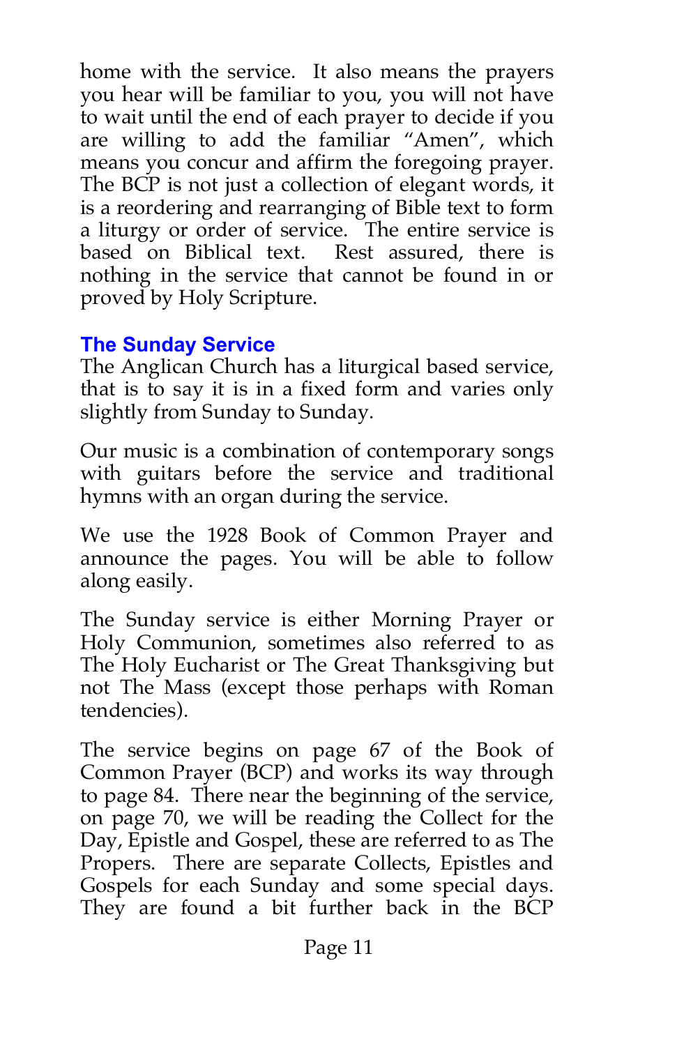home with the service. It also means the prayers you hear will be familiar to you, you will not have to wait until the end of each prayer to decide if you are willing to add the familiar "Amen", which means you concur and affirm the foregoing prayer. The BCP is not just a collection of elegant words, it is a reordering and rearranging of Bible text to form a liturgy or order of service. The entire service is based on Biblical text. Rest assured, there is nothing in the service that cannot be found in or proved by Holy Scripture.

## The Sunday Service

The Anglican Church has a liturgical based service, that is to say it is in a fixed form and varies only slightly from Sunday to Sunday.

Our music is a combination of contemporary songs with guitars before the service and traditional hymns with an organ during the service.

We use the 1928 Book of Common Prayer and announce the pages. You will be able to follow along easily.

The Sunday service is either Morning Prayer or Holy Communion, sometimes also referred to as The Holy Eucharist or The Great Thanksgiving but not The Mass (except those perhaps with Roman tendencies).

The service begins on page 67 of the Book of Common Prayer (BCP) and works its way through to page 84. There near the beginning of the service, on page 70, we will be reading the Collect for the Day, Epistle and Gospel, these are referred to as The Propers. There are separate Collects, Epistles and Gospels for each Sunday and some special days. They are found a bit further back in the BCP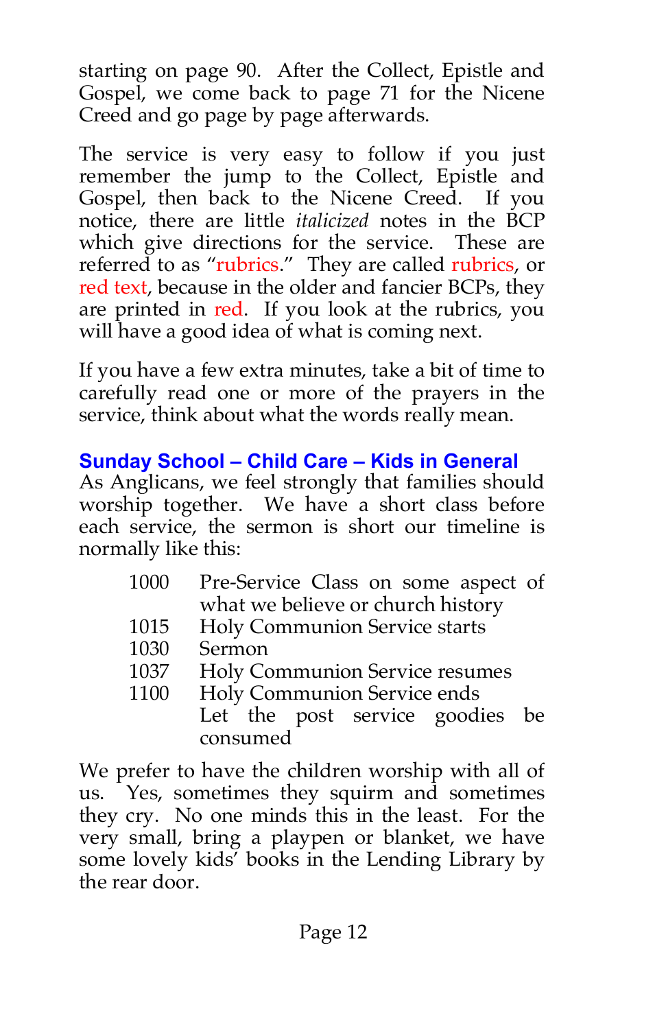starting on page 90. After the Collect, Epistle and Gospel, we come back to page 71 for the Nicene Creed and go page by page afterwards.

The service is very easy to follow if you just remember the jump to the Collect, Epistle and Gospel, then back to the Nicene Creed. If you notice, there are little *italicized* notes in the BCP which give directions for the service. These are referred to as "rubrics." They are called rubrics, or red text, because in the older and fancier BCPs, they are printed in red. If you look at the rubrics, you will have a good idea of what is coming next.

If you have a few extra minutes, take a bit of time to carefully read one or more of the prayers in the service, think about what the words really mean.

### Sunday School – Child Care – Kids in General

As Anglicans, we feel strongly that families should worship together. We have a short class before each service, the sermon is short our timeline is normally like this:

| | |
|---|---|
| 1000 | Pre-Service Class on some aspect of what we believe or church history |
| 1015 | Holy Communion Service starts |
| 1030 | Sermon |
| 1037 | Holy Communion Service resumes |
| 1100 | Holy Communion Service ends<br>Let the post service goodies be consumed |

We prefer to have the children worship with all of us. Yes, sometimes they squirm and sometimes they cry. No one minds this in the least. For the very small, bring a playpen or blanket, we have some lovely kids' books in the Lending Library by the rear door.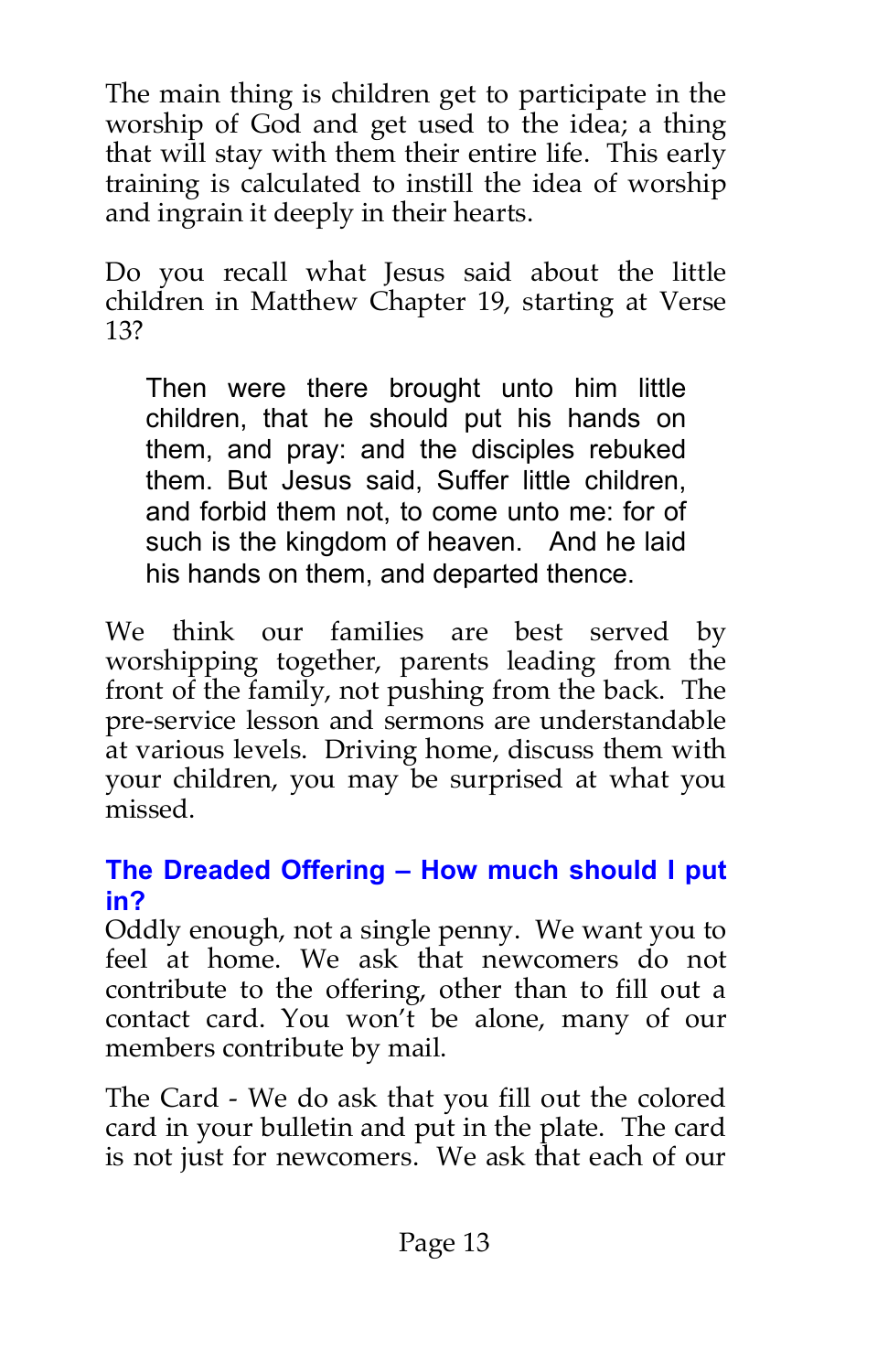The main thing is children get to participate in the worship of God and get used to the idea; a thing that will stay with them their entire life. This early training is calculated to instill the idea of worship and ingrain it deeply in their hearts.

Do you recall what Jesus said about the little children in Matthew Chapter 19, starting at Verse 13?

> Then were there brought unto him little children, that he should put his hands on them, and pray: and the disciples rebuked them. But Jesus said, Suffer little children, and forbid them not, to come unto me: for of such is the kingdom of heaven. And he laid his hands on them, and departed thence.

We think our families are best served by worshipping together, parents leading from the front of the family, not pushing from the back. The pre-service lesson and sermons are understandable at various levels. Driving home, discuss them with your children, you may be surprised at what you missed.

### The Dreaded Offering – How much should I put in?

Oddly enough, not a single penny. We want you to feel at home. We ask that newcomers do not contribute to the offering, other than to fill out a contact card. You won't be alone, many of our members contribute by mail.

The Card - We do ask that you fill out the colored card in your bulletin and put in the plate. The card is not just for newcomers. We ask that each of our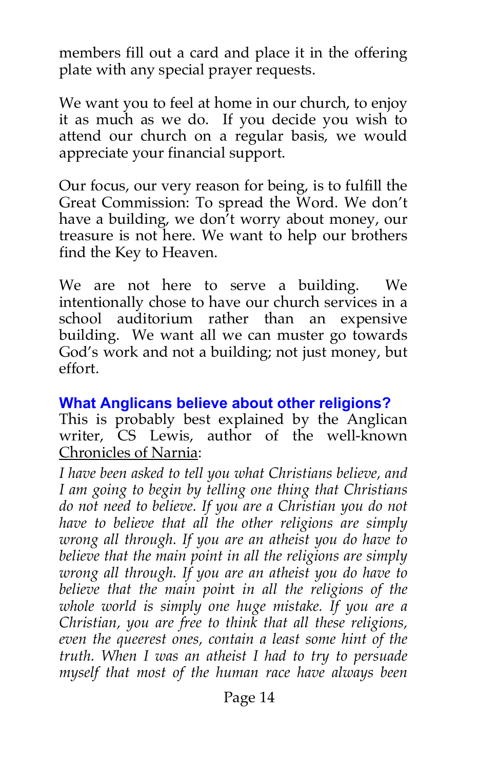members fill out a card and place it in the offering plate with any special prayer requests.

We want you to feel at home in our church, to enjoy it as much as we do. If you decide you wish to attend our church on a regular basis, we would appreciate your financial support.

Our focus, our very reason for being, is to fulfill the Great Commission: To spread the Word. We don't have a building, we don't worry about money, our treasure is not here. We want to help our brothers find the Key to Heaven.

We are not here to serve a building. We intentionally chose to have our church services in a school auditorium rather than an expensive building. We want all we can muster go towards God's work and not a building; not just money, but effort.

### What Anglicans believe about other religions?

This is probably best explained by the Anglican writer, CS Lewis, author of the well-known Chronicles of Narnia:

*I have been asked to tell you what Christians believe, and I am going to begin by telling one thing that Christians do not need to believe. If you are a Christian you do not have to believe that all the other religions are simply wrong all through. If you are an atheist you do have to believe that the main point in all the religions are simply wrong all through. If you are an atheist you do have to believe that the main point in all the religions of the whole world is simply one huge mistake. If you are a Christian, you are free to think that all these religions, even the queerest ones, contain a least some hint of the truth. When I was an atheist I had to try to persuade myself that most of the human race have always been*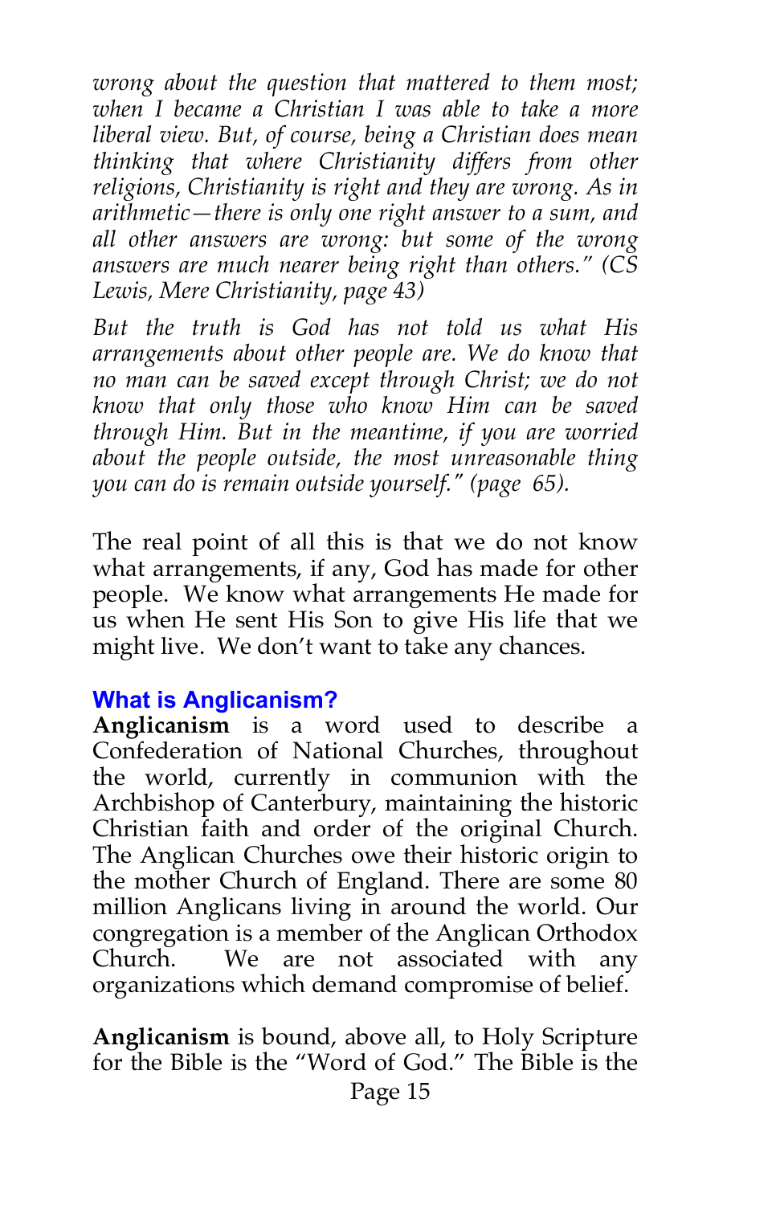*wrong about the question that mattered to them most; when I became a Christian I was able to take a more liberal view. But, of course, being a Christian does mean thinking that where Christianity differs from other religions, Christianity is right and they are wrong. As in arithmetic—there is only one right answer to a sum, and all other answers are wrong: but some of the wrong answers are much nearer being right than others." (CS Lewis, Mere Christianity, page 43)*

*But the truth is God has not told us what His arrangements about other people are. We do know that no man can be saved except through Christ; we do not know that only those who know Him can be saved through Him. But in the meantime, if you are worried about the people outside, the most unreasonable thing you can do is remain outside yourself." (page 65).*

The real point of all this is that we do not know what arrangements, if any, God has made for other people. We know what arrangements He made for us when He sent His Son to give His life that we might live. We don't want to take any chances.

### What is Anglicanism?

**Anglicanism** is a word used to describe a Confederation of National Churches, throughout the world, currently in communion with the Archbishop of Canterbury, maintaining the historic Christian faith and order of the original Church. The Anglican Churches owe their historic origin to the mother Church of England. There are some 80 million Anglicans living in around the world. Our congregation is a member of the Anglican Orthodox Church. We are not associated with any organizations which demand compromise of belief.

**Anglicanism** is bound, above all, to Holy Scripture for the Bible is the "Word of God." The Bible is the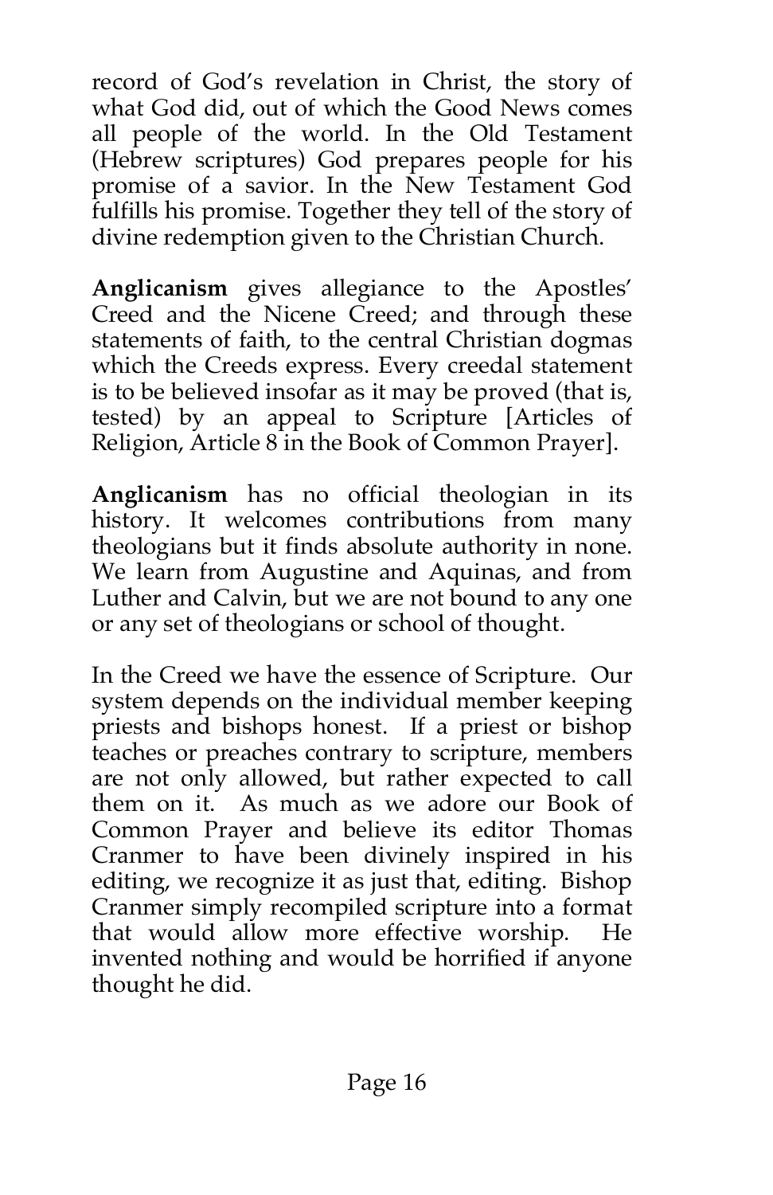record of God's revelation in Christ, the story of what God did, out of which the Good News comes all people of the world. In the Old Testament (Hebrew scriptures) God prepares people for his promise of a savior. In the New Testament God fulfills his promise. Together they tell of the story of divine redemption given to the Christian Church.

**Anglicanism** gives allegiance to the Apostles' Creed and the Nicene Creed; and through these statements of faith, to the central Christian dogmas which the Creeds express. Every creedal statement is to be believed insofar as it may be proved (that is, tested) by an appeal to Scripture [Articles of Religion, Article 8 in the Book of Common Prayer].

**Anglicanism** has no official theologian in its history. It welcomes contributions from many theologians but it finds absolute authority in none. We learn from Augustine and Aquinas, and from Luther and Calvin, but we are not bound to any one or any set of theologians or school of thought.

In the Creed we have the essence of Scripture. Our system depends on the individual member keeping priests and bishops honest. If a priest or bishop teaches or preaches contrary to scripture, members are not only allowed, but rather expected to call them on it. As much as we adore our Book of Common Prayer and believe its editor Thomas Cranmer to have been divinely inspired in his editing, we recognize it as just that, editing. Bishop Cranmer simply recompiled scripture into a format that would allow more effective worship. He invented nothing and would be horrified if anyone thought he did.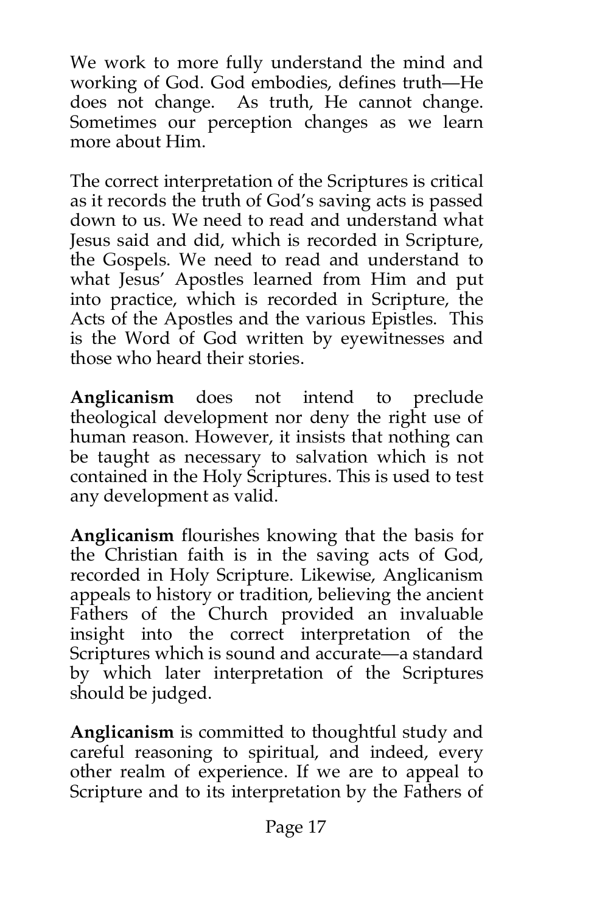We work to more fully understand the mind and working of God. God embodies, defines truth—He does not change. As truth, He cannot change. Sometimes our perception changes as we learn more about Him.

The correct interpretation of the Scriptures is critical as it records the truth of God's saving acts is passed down to us. We need to read and understand what Jesus said and did, which is recorded in Scripture, the Gospels. We need to read and understand to what Jesus' Apostles learned from Him and put into practice, which is recorded in Scripture, the Acts of the Apostles and the various Epistles. This is the Word of God written by eyewitnesses and those who heard their stories.

**Anglicanism** does not intend to preclude theological development nor deny the right use of human reason. However, it insists that nothing can be taught as necessary to salvation which is not contained in the Holy Scriptures. This is used to test any development as valid.

**Anglicanism** flourishes knowing that the basis for the Christian faith is in the saving acts of God, recorded in Holy Scripture. Likewise, Anglicanism appeals to history or tradition, believing the ancient Fathers of the Church provided an invaluable insight into the correct interpretation of the Scriptures which is sound and accurate—a standard by which later interpretation of the Scriptures should be judged.

**Anglicanism** is committed to thoughtful study and careful reasoning to spiritual, and indeed, every other realm of experience. If we are to appeal to Scripture and to its interpretation by the Fathers of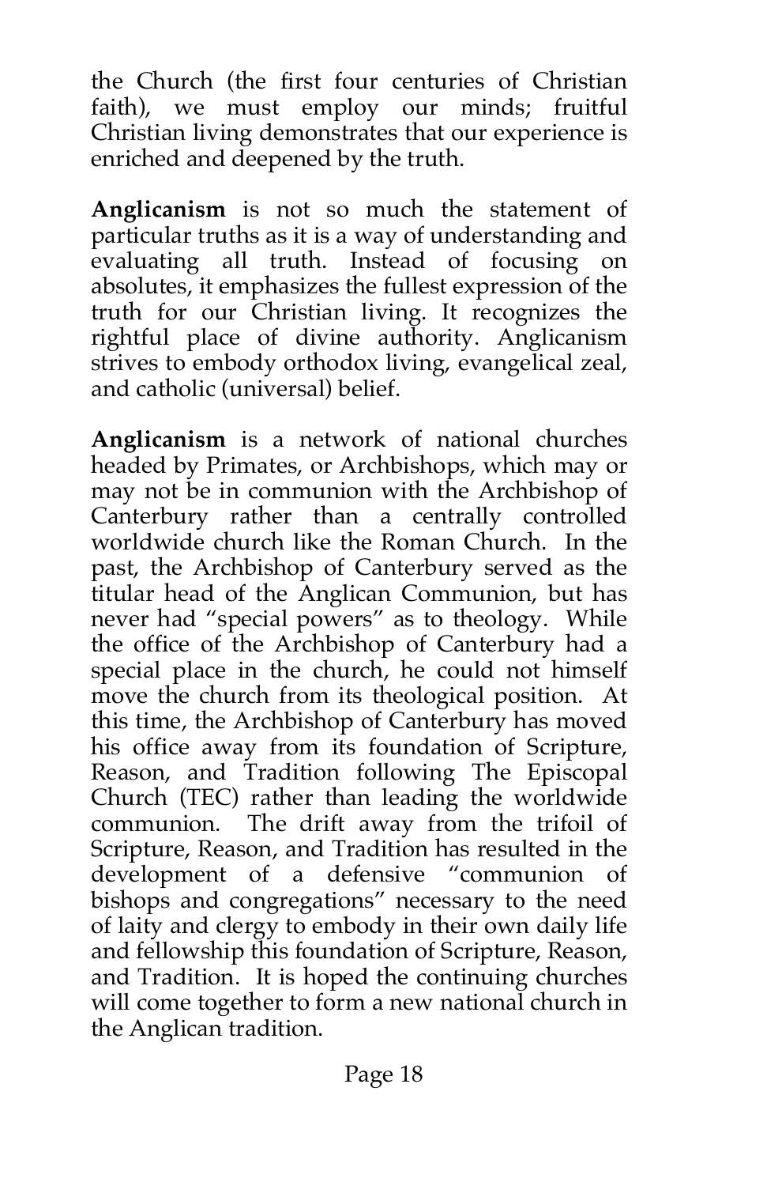the Church (the first four centuries of Christian faith), we must employ our minds; fruitful Christian living demonstrates that our experience is enriched and deepened by the truth.

**Anglicanism** is not so much the statement of particular truths as it is a way of understanding and evaluating all truth. Instead of focusing on absolutes, it emphasizes the fullest expression of the truth for our Christian living. It recognizes the rightful place of divine authority. Anglicanism strives to embody orthodox living, evangelical zeal, and catholic (universal) belief.

**Anglicanism** is a network of national churches headed by Primates, or Archbishops, which may or may not be in communion with the Archbishop of Canterbury rather than a centrally controlled worldwide church like the Roman Church. In the past, the Archbishop of Canterbury served as the titular head of the Anglican Communion, but has never had "special powers" as to theology. While the office of the Archbishop of Canterbury had a special place in the church, he could not himself move the church from its theological position. At this time, the Archbishop of Canterbury has moved his office away from its foundation of Scripture, Reason, and Tradition following The Episcopal Church (TEC) rather than leading the worldwide communion. The drift away from the trifoil of Scripture, Reason, and Tradition has resulted in the development of a defensive "communion of bishops and congregations" necessary to the need of laity and clergy to embody in their own daily life and fellowship this foundation of Scripture, Reason, and Tradition. It is hoped the continuing churches will come together to form a new national church in the Anglican tradition.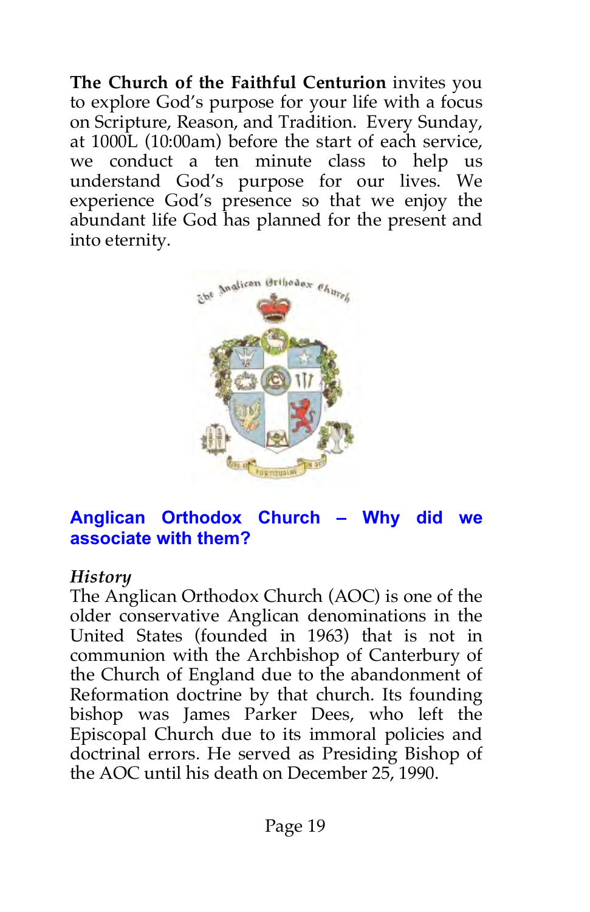**The Church of the Faithful Centurion** invites you to explore God's purpose for your life with a focus on Scripture, Reason, and Tradition. Every Sunday, at 1000L (10:00am) before the start of each service, we conduct a ten minute class to help us understand God's purpose for our lives. We experience God's presence so that we enjoy the abundant life God has planned for the present and into eternity.

## Anglican Orthodox Church – Why did we associate with them?

### *History*

The Anglican Orthodox Church (AOC) is one of the older conservative Anglican denominations in the United States (founded in 1963) that is not in communion with the Archbishop of Canterbury of the Church of England due to the abandonment of Reformation doctrine by that church. Its founding bishop was James Parker Dees, who left the Episcopal Church due to its immoral policies and doctrinal errors. He served as Presiding Bishop of the AOC until his death on December 25, 1990.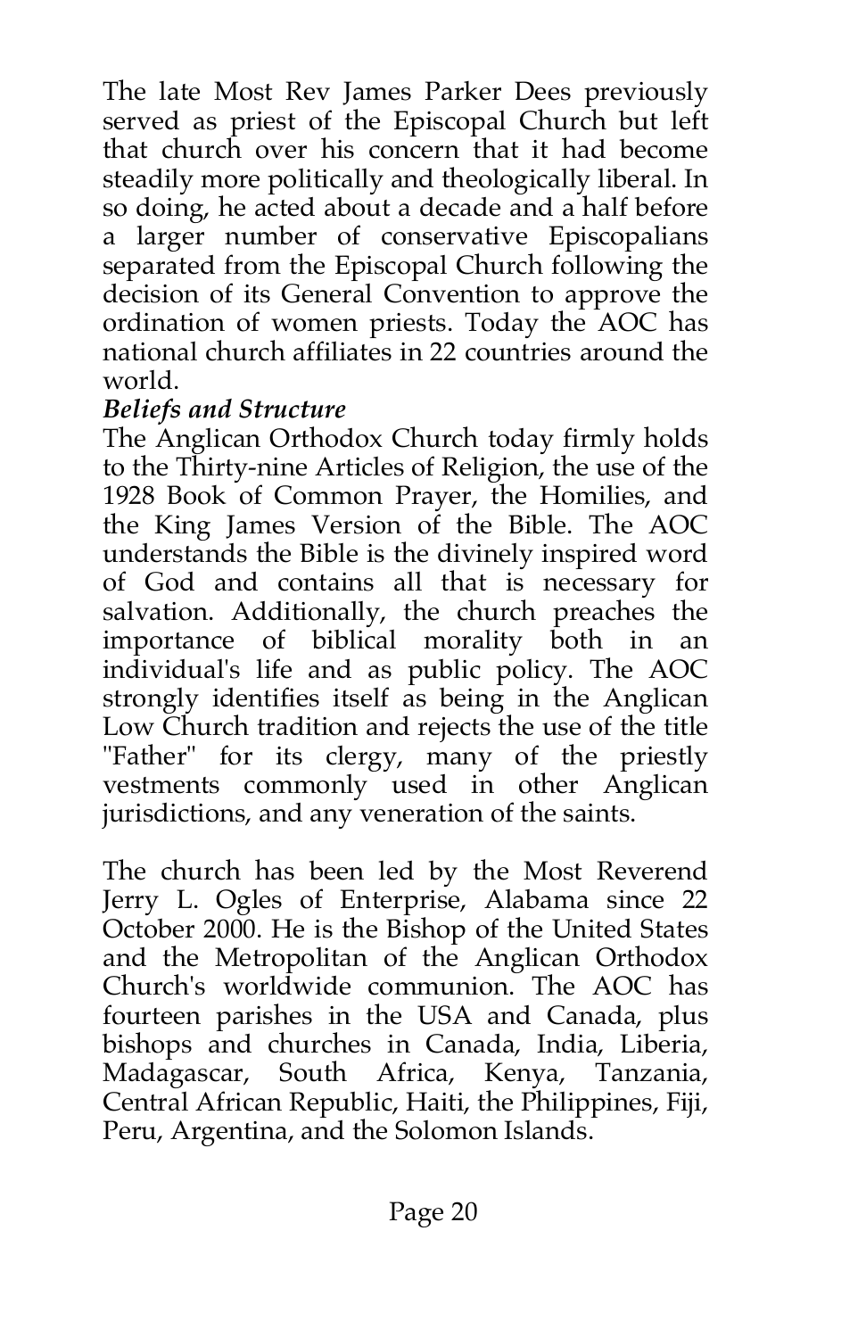The late Most Rev James Parker Dees previously served as priest of the Episcopal Church but left that church over his concern that it had become steadily more politically and theologically liberal. In so doing, he acted about a decade and a half before a larger number of conservative Episcopalians separated from the Episcopal Church following the decision of its General Convention to approve the ordination of women priests. Today the AOC has national church affiliates in 22 countries around the world.

***Beliefs and Structure***

The Anglican Orthodox Church today firmly holds to the Thirty-nine Articles of Religion, the use of the 1928 Book of Common Prayer, the Homilies, and the King James Version of the Bible. The AOC understands the Bible is the divinely inspired word of God and contains all that is necessary for salvation. Additionally, the church preaches the importance of biblical morality both in an individual's life and as public policy. The AOC strongly identifies itself as being in the Anglican Low Church tradition and rejects the use of the title "Father" for its clergy, many of the priestly vestments commonly used in other Anglican jurisdictions, and any veneration of the saints.

The church has been led by the Most Reverend Jerry L. Ogles of Enterprise, Alabama since 22 October 2000. He is the Bishop of the United States and the Metropolitan of the Anglican Orthodox Church's worldwide communion. The AOC has fourteen parishes in the USA and Canada, plus bishops and churches in Canada, India, Liberia, Madagascar, South Africa, Kenya, Tanzania, Central African Republic, Haiti, the Philippines, Fiji, Peru, Argentina, and the Solomon Islands.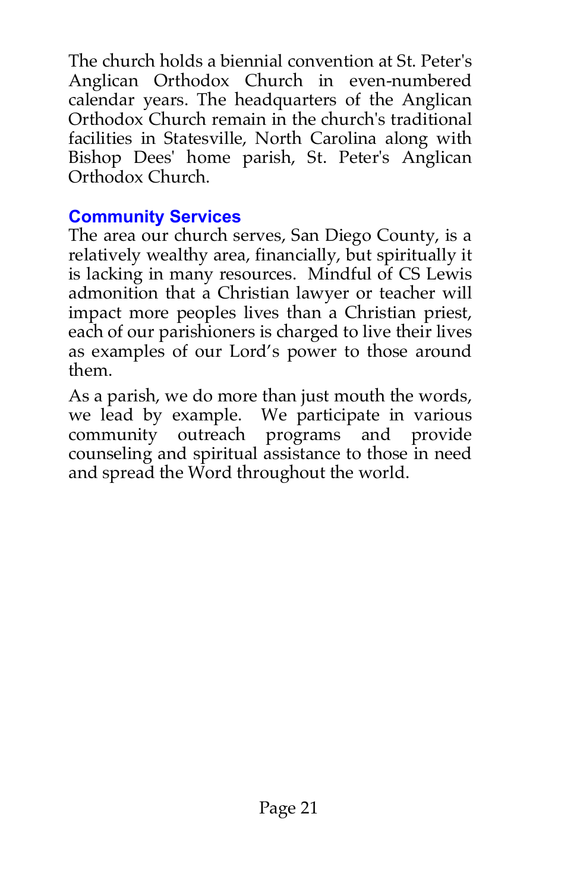The church holds a biennial convention at St. Peter's Anglican Orthodox Church in even-numbered calendar years. The headquarters of the Anglican Orthodox Church remain in the church's traditional facilities in Statesville, North Carolina along with Bishop Dees' home parish, St. Peter's Anglican Orthodox Church.

## Community Services

The area our church serves, San Diego County, is a relatively wealthy area, financially, but spiritually it is lacking in many resources. Mindful of CS Lewis admonition that a Christian lawyer or teacher will impact more peoples lives than a Christian priest, each of our parishioners is charged to live their lives as examples of our Lord's power to those around them.

As a parish, we do more than just mouth the words, we lead by example. We participate in various community outreach programs and provide counseling and spiritual assistance to those in need and spread the Word throughout the world.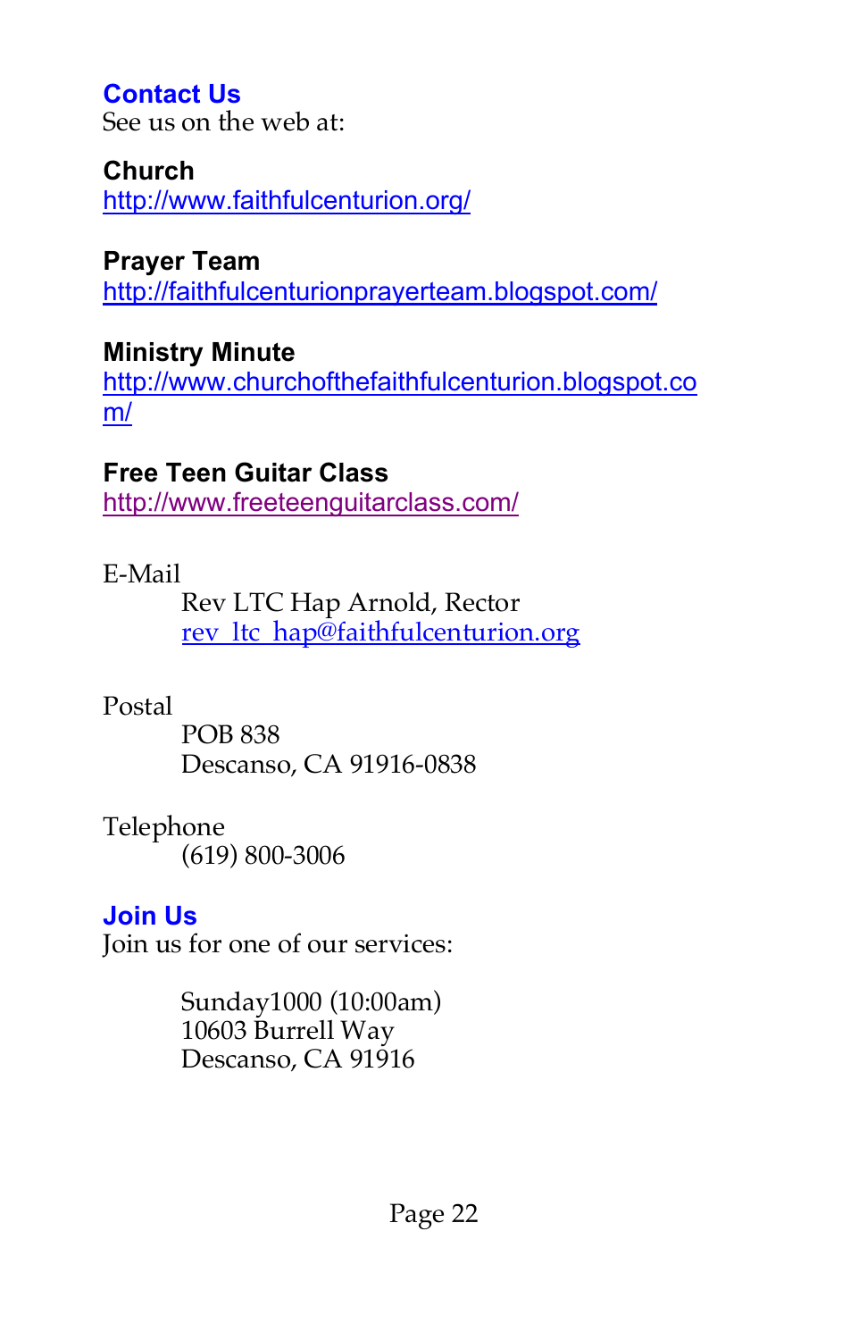## Contact Us

See us on the web at:

**Church**
http://www.faithfulcenturion.org/

**Prayer Team**
http://faithfulcenturionprayerteam.blogspot.com/

**Ministry Minute**
http://www.churchofthefaithfulcenturion.blogspot.com/

**Free Teen Guitar Class**
http://www.freeteenguitarclass.com/

E-Mail

> Rev LTC Hap Arnold, Rector
> rev_ltc_hap@faithfulcenturion.org

Postal

> POB 838
> Descanso, CA 91916-0838

Telephone

> (619) 800-3006

## Join Us

Join us for one of our services:

> Sunday1000 (10:00am)
> 10603 Burrell Way
> Descanso, CA 91916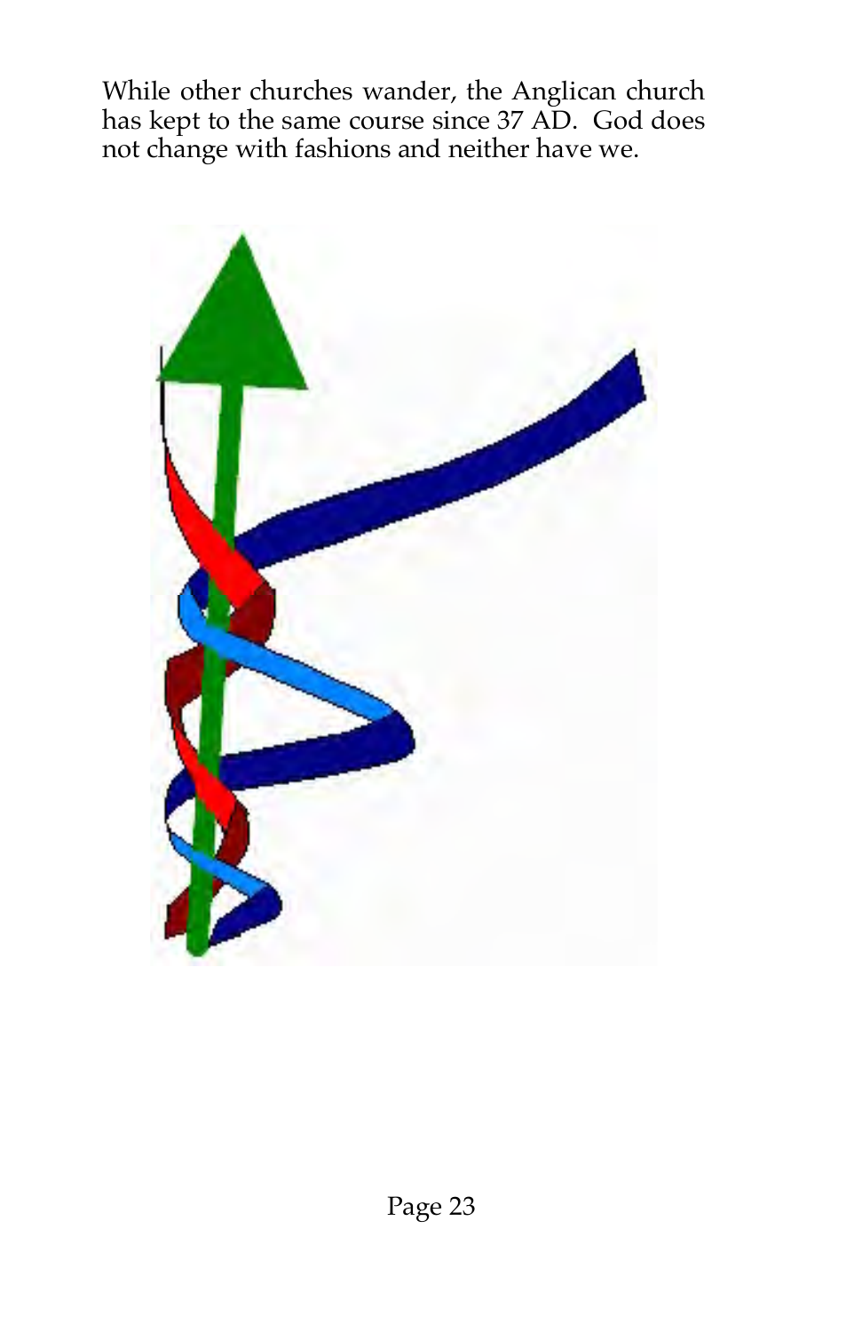While other churches wander, the Anglican church has kept to the same course since 37 AD. God does not change with fashions and neither have we.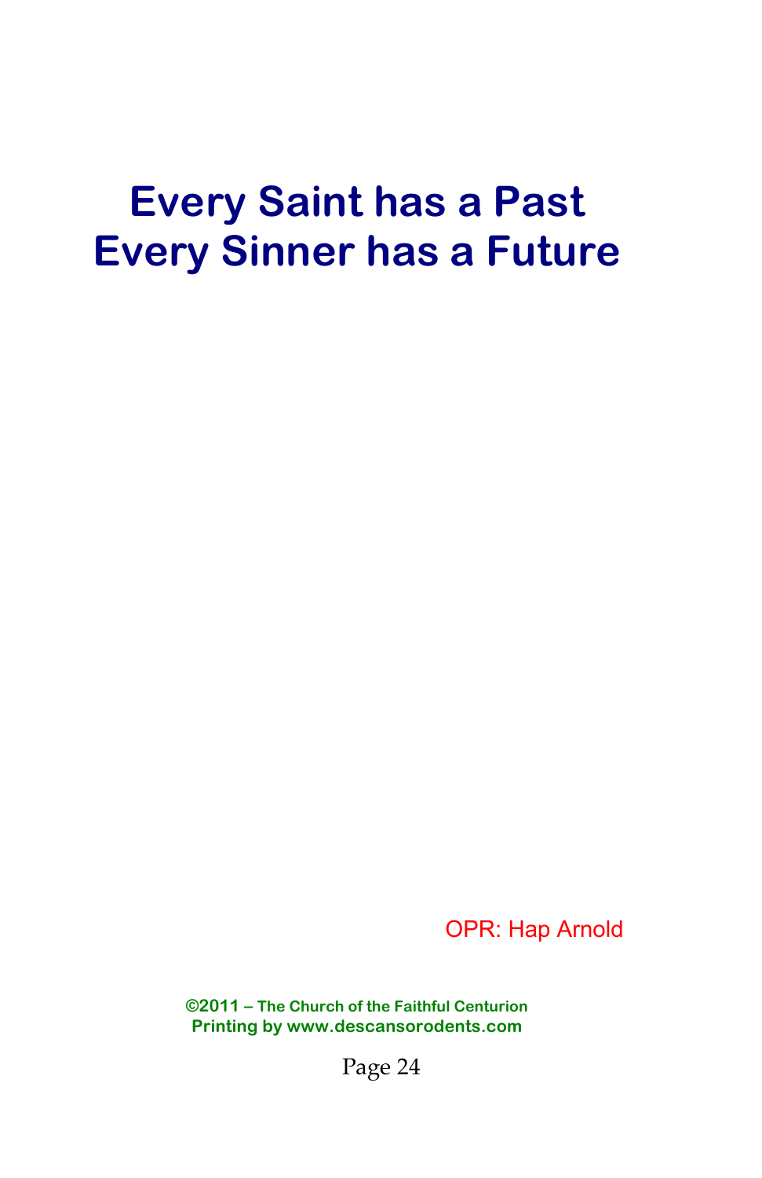# Every Saint has a Past
# Every Sinner has a Future

OPR: Hap Arnold

**©2011 – The Church of the Faithful Centurion**
**Printing by www.descansorodents.com**